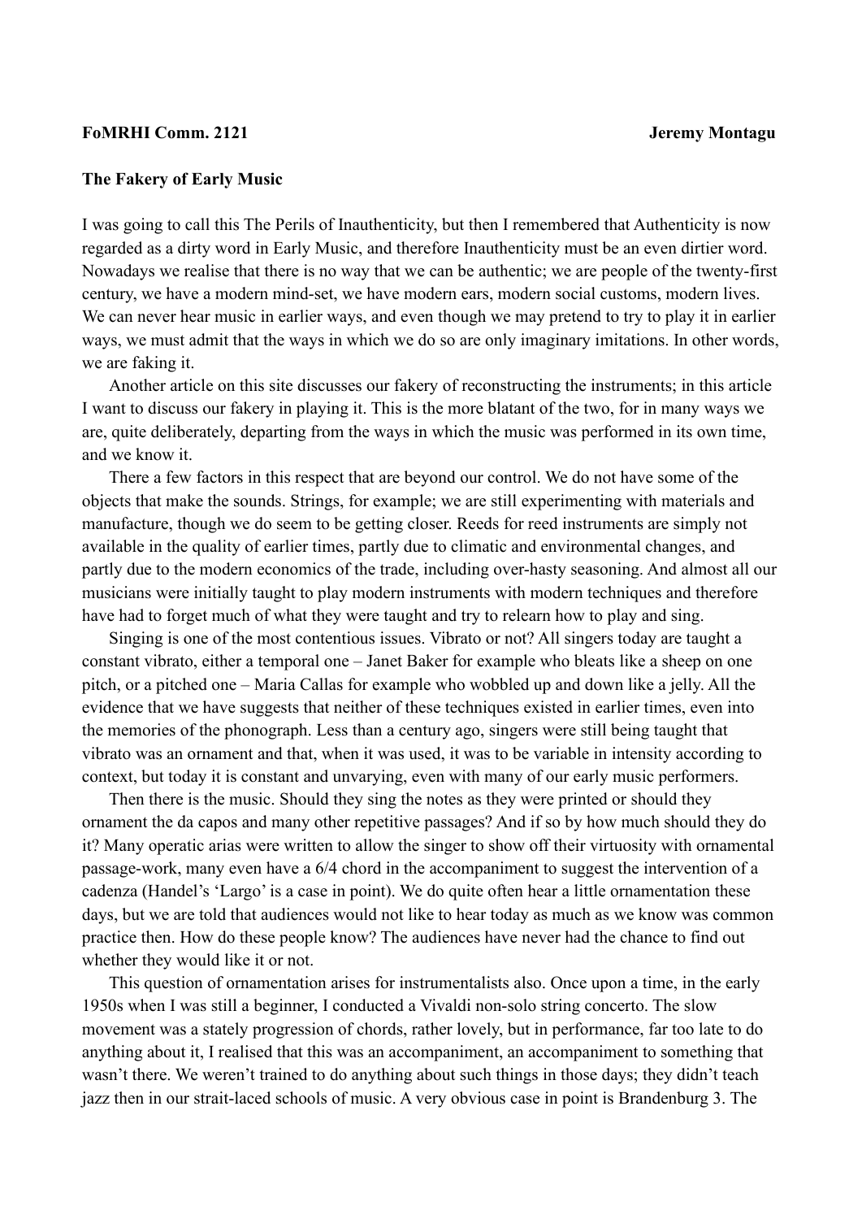**FoMRHI Comm. 2121** **Jeremy Montagu**

**The Fakery of Early Music**

I was going to call this The Perils of Inauthenticity, but then I remembered that Authenticity is now regarded as a dirty word in Early Music, and therefore Inauthenticity must be an even dirtier word. Nowadays we realise that there is no way that we can be authentic; we are people of the twenty-first century, we have a modern mind-set, we have modern ears, modern social customs, modern lives. We can never hear music in earlier ways, and even though we may pretend to try to play it in earlier ways, we must admit that the ways in which we do so are only imaginary imitations. In other words, we are faking it.

Another article on this site discusses our fakery of reconstructing the instruments; in this article I want to discuss our fakery in playing it. This is the more blatant of the two, for in many ways we are, quite deliberately, departing from the ways in which the music was performed in its own time, and we know it.

There a few factors in this respect that are beyond our control. We do not have some of the objects that make the sounds. Strings, for example; we are still experimenting with materials and manufacture, though we do seem to be getting closer. Reeds for reed instruments are simply not available in the quality of earlier times, partly due to climatic and environmental changes, and partly due to the modern economics of the trade, including over-hasty seasoning. And almost all our musicians were initially taught to play modern instruments with modern techniques and therefore have had to forget much of what they were taught and try to relearn how to play and sing.

Singing is one of the most contentious issues. Vibrato or not? All singers today are taught a constant vibrato, either a temporal one – Janet Baker for example who bleats like a sheep on one pitch, or a pitched one – Maria Callas for example who wobbled up and down like a jelly. All the evidence that we have suggests that neither of these techniques existed in earlier times, even into the memories of the phonograph. Less than a century ago, singers were still being taught that vibrato was an ornament and that, when it was used, it was to be variable in intensity according to context, but today it is constant and unvarying, even with many of our early music performers.

Then there is the music. Should they sing the notes as they were printed or should they ornament the da capos and many other repetitive passages? And if so by how much should they do it? Many operatic arias were written to allow the singer to show off their virtuosity with ornamental passage-work, many even have a 6/4 chord in the accompaniment to suggest the intervention of a cadenza (Handel's 'Largo' is a case in point). We do quite often hear a little ornamentation these days, but we are told that audiences would not like to hear today as much as we know was common practice then. How do these people know? The audiences have never had the chance to find out whether they would like it or not.

This question of ornamentation arises for instrumentalists also. Once upon a time, in the early 1950s when I was still a beginner, I conducted a Vivaldi non-solo string concerto. The slow movement was a stately progression of chords, rather lovely, but in performance, far too late to do anything about it, I realised that this was an accompaniment, an accompaniment to something that wasn't there. We weren't trained to do anything about such things in those days; they didn't teach jazz then in our strait-laced schools of music. A very obvious case in point is Brandenburg 3. The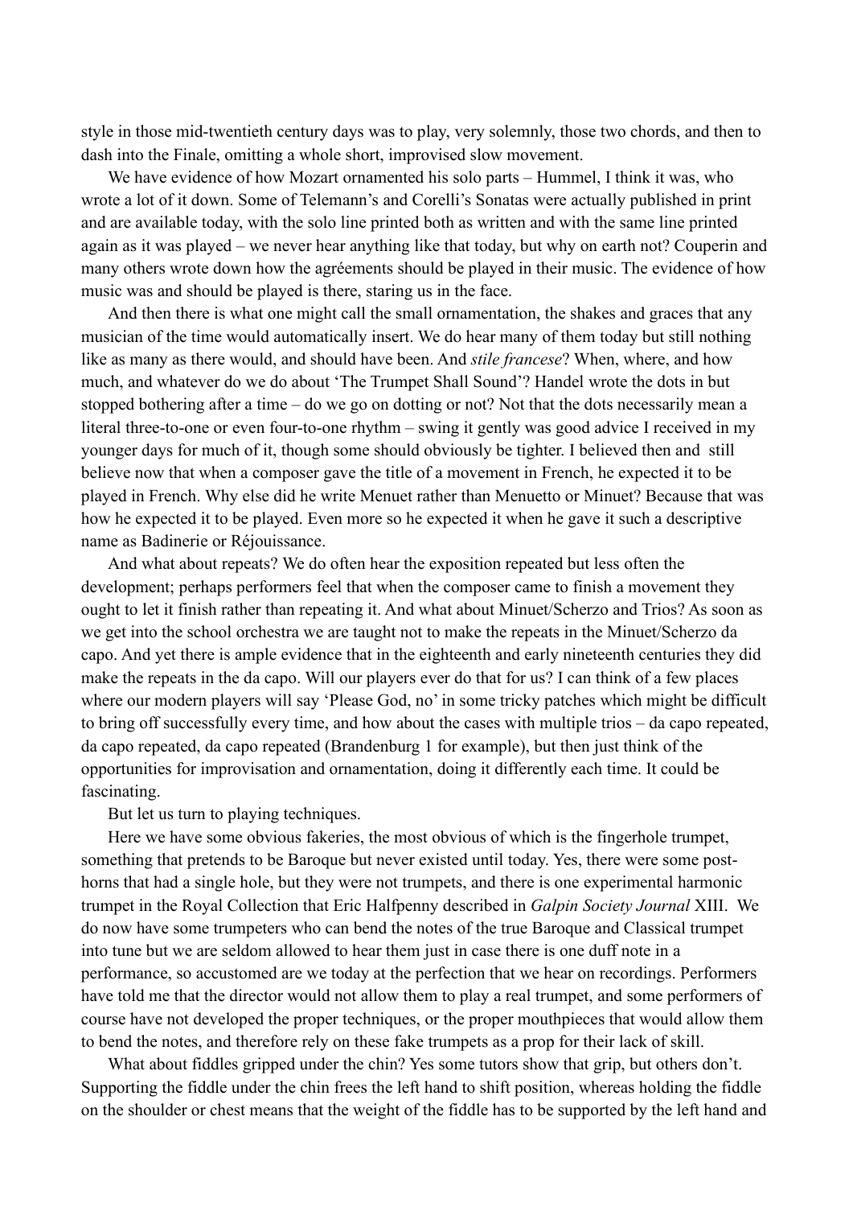style in those mid-twentieth century days was to play, very solemnly, those two chords, and then to dash into the Finale, omitting a whole short, improvised slow movement.

We have evidence of how Mozart ornamented his solo parts – Hummel, I think it was, who wrote a lot of it down. Some of Telemann's and Corelli's Sonatas were actually published in print and are available today, with the solo line printed both as written and with the same line printed again as it was played – we never hear anything like that today, but why on earth not? Couperin and many others wrote down how the agréements should be played in their music. The evidence of how music was and should be played is there, staring us in the face.

And then there is what one might call the small ornamentation, the shakes and graces that any musician of the time would automatically insert. We do hear many of them today but still nothing like as many as there would, and should have been. And *stile francese*? When, where, and how much, and whatever do we do about 'The Trumpet Shall Sound'? Handel wrote the dots in but stopped bothering after a time – do we go on dotting or not? Not that the dots necessarily mean a literal three-to-one or even four-to-one rhythm – swing it gently was good advice I received in my younger days for much of it, though some should obviously be tighter. I believed then and still believe now that when a composer gave the title of a movement in French, he expected it to be played in French. Why else did he write Menuet rather than Menuetto or Minuet? Because that was how he expected it to be played. Even more so he expected it when he gave it such a descriptive name as Badinerie or Réjouissance.

And what about repeats? We do often hear the exposition repeated but less often the development; perhaps performers feel that when the composer came to finish a movement they ought to let it finish rather than repeating it. And what about Minuet/Scherzo and Trios? As soon as we get into the school orchestra we are taught not to make the repeats in the Minuet/Scherzo da capo. And yet there is ample evidence that in the eighteenth and early nineteenth centuries they did make the repeats in the da capo. Will our players ever do that for us? I can think of a few places where our modern players will say 'Please God, no' in some tricky patches which might be difficult to bring off successfully every time, and how about the cases with multiple trios – da capo repeated, da capo repeated, da capo repeated (Brandenburg 1 for example), but then just think of the opportunities for improvisation and ornamentation, doing it differently each time. It could be fascinating.

But let us turn to playing techniques.

Here we have some obvious fakeries, the most obvious of which is the fingerhole trumpet, something that pretends to be Baroque but never existed until today. Yes, there were some post-horns that had a single hole, but they were not trumpets, and there is one experimental harmonic trumpet in the Royal Collection that Eric Halfpenny described in *Galpin Society Journal* XIII. We do now have some trumpeters who can bend the notes of the true Baroque and Classical trumpet into tune but we are seldom allowed to hear them just in case there is one duff note in a performance, so accustomed are we today at the perfection that we hear on recordings. Performers have told me that the director would not allow them to play a real trumpet, and some performers of course have not developed the proper techniques, or the proper mouthpieces that would allow them to bend the notes, and therefore rely on these fake trumpets as a prop for their lack of skill.

What about fiddles gripped under the chin? Yes some tutors show that grip, but others don't. Supporting the fiddle under the chin frees the left hand to shift position, whereas holding the fiddle on the shoulder or chest means that the weight of the fiddle has to be supported by the left hand and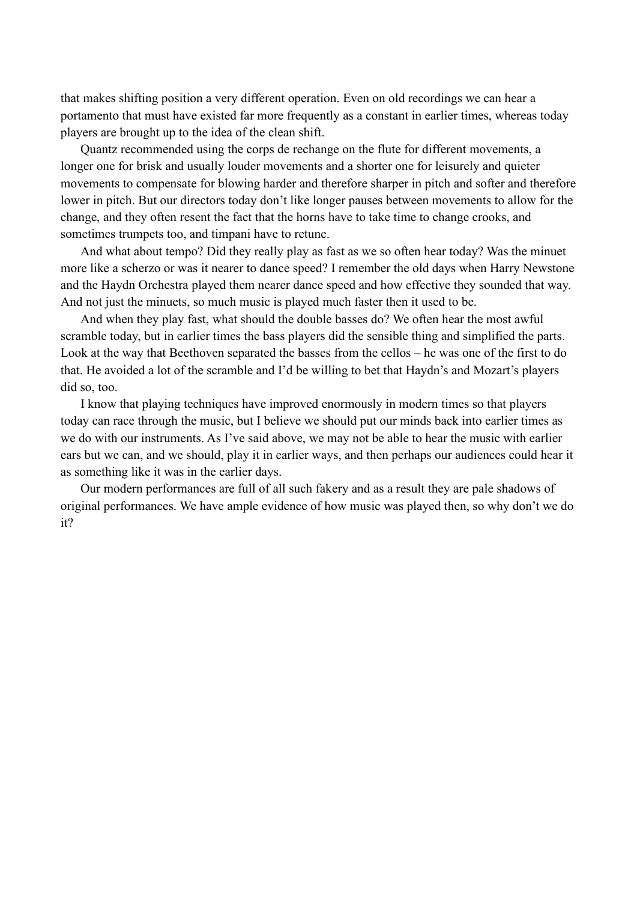that makes shifting position a very different operation. Even on old recordings we can hear a portamento that must have existed far more frequently as a constant in earlier times, whereas today players are brought up to the idea of the clean shift.

Quantz recommended using the corps de rechange on the flute for different movements, a longer one for brisk and usually louder movements and a shorter one for leisurely and quieter movements to compensate for blowing harder and therefore sharper in pitch and softer and therefore lower in pitch. But our directors today don't like longer pauses between movements to allow for the change, and they often resent the fact that the horns have to take time to change crooks, and sometimes trumpets too, and timpani have to retune.

And what about tempo? Did they really play as fast as we so often hear today? Was the minuet more like a scherzo or was it nearer to dance speed? I remember the old days when Harry Newstone and the Haydn Orchestra played them nearer dance speed and how effective they sounded that way. And not just the minuets, so much music is played much faster then it used to be.

And when they play fast, what should the double basses do? We often hear the most awful scramble today, but in earlier times the bass players did the sensible thing and simplified the parts. Look at the way that Beethoven separated the basses from the cellos – he was one of the first to do that. He avoided a lot of the scramble and I'd be willing to bet that Haydn's and Mozart's players did so, too.

I know that playing techniques have improved enormously in modern times so that players today can race through the music, but I believe we should put our minds back into earlier times as we do with our instruments. As I've said above, we may not be able to hear the music with earlier ears but we can, and we should, play it in earlier ways, and then perhaps our audiences could hear it as something like it was in the earlier days.

Our modern performances are full of all such fakery and as a result they are pale shadows of original performances. We have ample evidence of how music was played then, so why don't we do it?